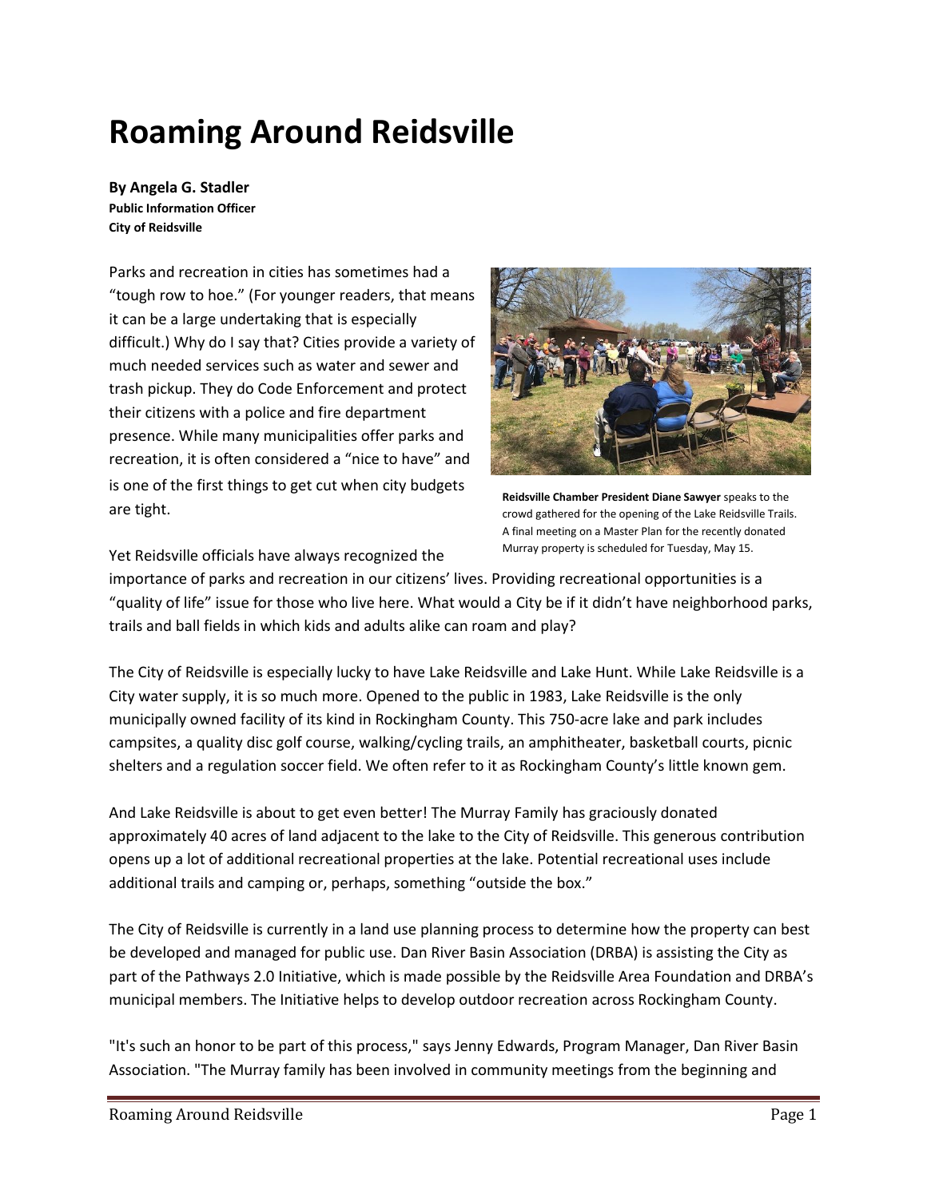# Roaming Around Reidsville

**By Angela G. Stadler**
**Public Information Officer**
**City of Reidsville**

Parks and recreation in cities has sometimes had a "tough row to hoe." (For younger readers, that means it can be a large undertaking that is especially difficult.) Why do I say that? Cities provide a variety of much needed services such as water and sewer and trash pickup. They do Code Enforcement and protect their citizens with a police and fire department presence. While many municipalities offer parks and recreation, it is often considered a "nice to have" and is one of the first things to get cut when city budgets are tight.

**Reidsville Chamber President Diane Sawyer** speaks to the crowd gathered for the opening of the Lake Reidsville Trails. A final meeting on a Master Plan for the recently donated Murray property is scheduled for Tuesday, May 15.

Yet Reidsville officials have always recognized the importance of parks and recreation in our citizens' lives. Providing recreational opportunities is a "quality of life" issue for those who live here. What would a City be if it didn't have neighborhood parks, trails and ball fields in which kids and adults alike can roam and play?

The City of Reidsville is especially lucky to have Lake Reidsville and Lake Hunt. While Lake Reidsville is a City water supply, it is so much more. Opened to the public in 1983, Lake Reidsville is the only municipally owned facility of its kind in Rockingham County. This 750-acre lake and park includes campsites, a quality disc golf course, walking/cycling trails, an amphitheater, basketball courts, picnic shelters and a regulation soccer field. We often refer to it as Rockingham County's little known gem.

And Lake Reidsville is about to get even better! The Murray Family has graciously donated approximately 40 acres of land adjacent to the lake to the City of Reidsville. This generous contribution opens up a lot of additional recreational properties at the lake. Potential recreational uses include additional trails and camping or, perhaps, something "outside the box."

The City of Reidsville is currently in a land use planning process to determine how the property can best be developed and managed for public use. Dan River Basin Association (DRBA) is assisting the City as part of the Pathways 2.0 Initiative, which is made possible by the Reidsville Area Foundation and DRBA's municipal members. The Initiative helps to develop outdoor recreation across Rockingham County.

"It's such an honor to be part of this process," says Jenny Edwards, Program Manager, Dan River Basin Association. "The Murray family has been involved in community meetings from the beginning and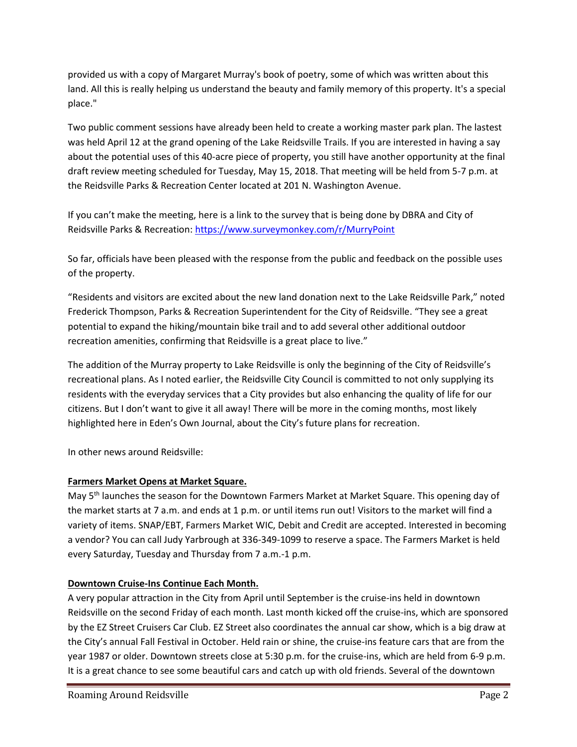provided us with a copy of Margaret Murray's book of poetry, some of which was written about this land. All this is really helping us understand the beauty and family memory of this property. It's a special place."

Two public comment sessions have already been held to create a working master park plan. The lastest was held April 12 at the grand opening of the Lake Reidsville Trails. If you are interested in having a say about the potential uses of this 40-acre piece of property, you still have another opportunity at the final draft review meeting scheduled for Tuesday, May 15, 2018. That meeting will be held from 5-7 p.m. at the Reidsville Parks & Recreation Center located at 201 N. Washington Avenue.

If you can't make the meeting, here is a link to the survey that is being done by DBRA and City of Reidsville Parks & Recreation: [https://www.surveymonkey.com/r/MurryPoint](https://www.surveymonkey.com/r/MurryPoint)

So far, officials have been pleased with the response from the public and feedback on the possible uses of the property.

"Residents and visitors are excited about the new land donation next to the Lake Reidsville Park," noted Frederick Thompson, Parks & Recreation Superintendent for the City of Reidsville. "They see a great potential to expand the hiking/mountain bike trail and to add several other additional outdoor recreation amenities, confirming that Reidsville is a great place to live."

The addition of the Murray property to Lake Reidsville is only the beginning of the City of Reidsville's recreational plans. As I noted earlier, the Reidsville City Council is committed to not only supplying its residents with the everyday services that a City provides but also enhancing the quality of life for our citizens. But I don't want to give it all away! There will be more in the coming months, most likely highlighted here in Eden's Own Journal, about the City's future plans for recreation.

In other news around Reidsville:

**Farmers Market Opens at Market Square.**

May 5th launches the season for the Downtown Farmers Market at Market Square. This opening day of the market starts at 7 a.m. and ends at 1 p.m. or until items run out! Visitors to the market will find a variety of items. SNAP/EBT, Farmers Market WIC, Debit and Credit are accepted. Interested in becoming a vendor? You can call Judy Yarbrough at 336-349-1099 to reserve a space. The Farmers Market is held every Saturday, Tuesday and Thursday from 7 a.m.-1 p.m.

**Downtown Cruise-Ins Continue Each Month.**

A very popular attraction in the City from April until September is the cruise-ins held in downtown Reidsville on the second Friday of each month. Last month kicked off the cruise-ins, which are sponsored by the EZ Street Cruisers Car Club. EZ Street also coordinates the annual car show, which is a big draw at the City's annual Fall Festival in October. Held rain or shine, the cruise-ins feature cars that are from the year 1987 or older. Downtown streets close at 5:30 p.m. for the cruise-ins, which are held from 6-9 p.m. It is a great chance to see some beautiful cars and catch up with old friends. Several of the downtown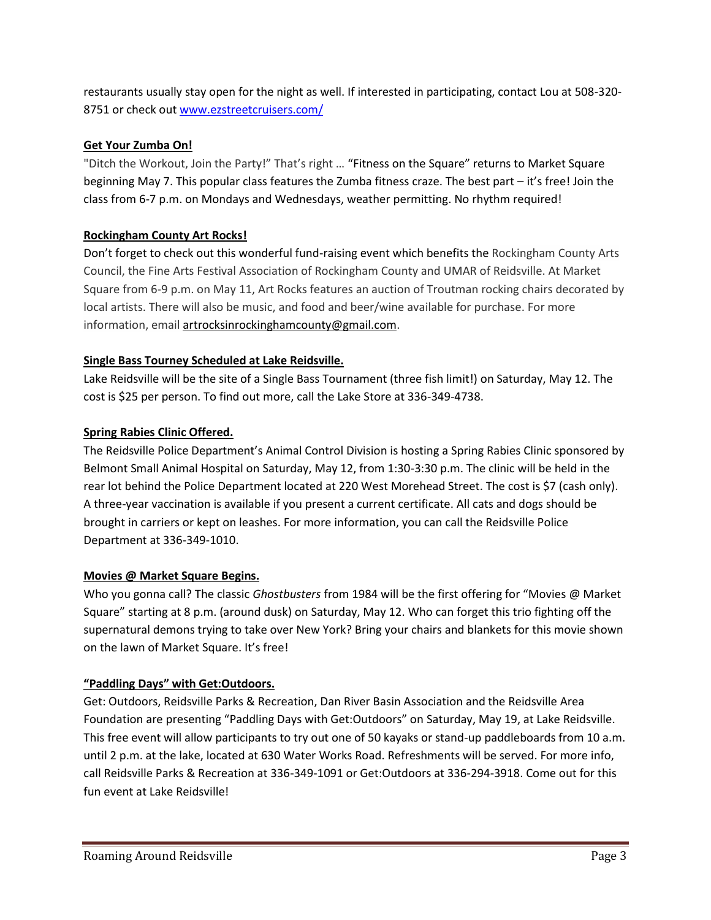restaurants usually stay open for the night as well. If interested in participating, contact Lou at 508-320-8751 or check out [www.ezstreetcruisers.com/](www.ezstreetcruisers.com/)

**Get Your Zumba On!**

"Ditch the Workout, Join the Party!" That's right … "Fitness on the Square" returns to Market Square beginning May 7. This popular class features the Zumba fitness craze. The best part – it's free! Join the class from 6-7 p.m. on Mondays and Wednesdays, weather permitting. No rhythm required!

**Rockingham County Art Rocks!**

Don't forget to check out this wonderful fund-raising event which benefits the Rockingham County Arts Council, the Fine Arts Festival Association of Rockingham County and UMAR of Reidsville. At Market Square from 6-9 p.m. on May 11, Art Rocks features an auction of Troutman rocking chairs decorated by local artists. There will also be music, and food and beer/wine available for purchase. For more information, email artrocksinrockinghamcounty@gmail.com.

**Single Bass Tourney Scheduled at Lake Reidsville.**

Lake Reidsville will be the site of a Single Bass Tournament (three fish limit!) on Saturday, May 12. The cost is $25 per person. To find out more, call the Lake Store at 336-349-4738.

**Spring Rabies Clinic Offered.**

The Reidsville Police Department's Animal Control Division is hosting a Spring Rabies Clinic sponsored by Belmont Small Animal Hospital on Saturday, May 12, from 1:30-3:30 p.m. The clinic will be held in the rear lot behind the Police Department located at 220 West Morehead Street. The cost is $7 (cash only). A three-year vaccination is available if you present a current certificate. All cats and dogs should be brought in carriers or kept on leashes. For more information, you can call the Reidsville Police Department at 336-349-1010.

**Movies @ Market Square Begins.**

Who you gonna call? The classic *Ghostbusters* from 1984 will be the first offering for "Movies @ Market Square" starting at 8 p.m. (around dusk) on Saturday, May 12. Who can forget this trio fighting off the supernatural demons trying to take over New York? Bring your chairs and blankets for this movie shown on the lawn of Market Square. It's free!

**"Paddling Days" with Get:Outdoors.**

Get: Outdoors, Reidsville Parks & Recreation, Dan River Basin Association and the Reidsville Area Foundation are presenting "Paddling Days with Get:Outdoors" on Saturday, May 19, at Lake Reidsville. This free event will allow participants to try out one of 50 kayaks or stand-up paddleboards from 10 a.m. until 2 p.m. at the lake, located at 630 Water Works Road. Refreshments will be served. For more info, call Reidsville Parks & Recreation at 336-349-1091 or Get:Outdoors at 336-294-3918. Come out for this fun event at Lake Reidsville!